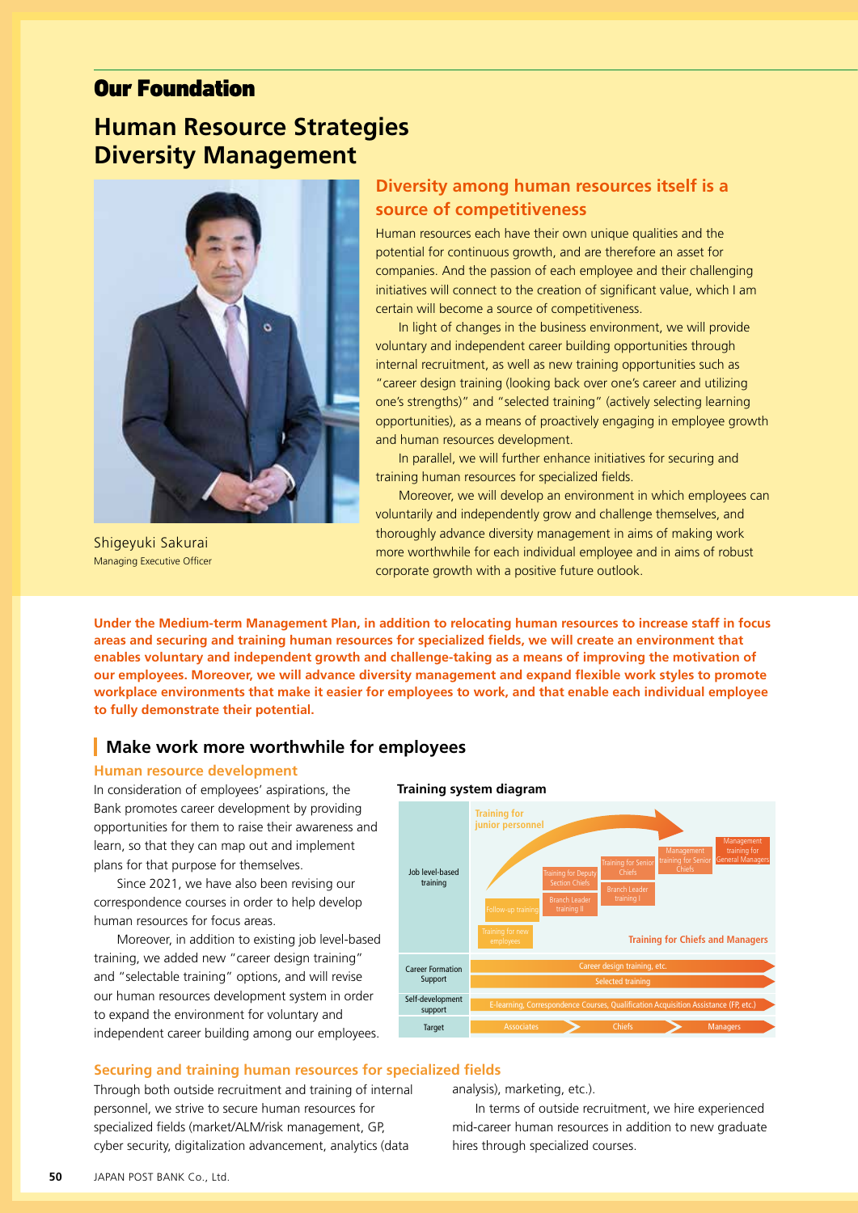# Our Foundation

## Human Resource Strategies Diversity Management

Shigeyuki Sakurai
Managing Executive Officer

### Diversity among human resources itself is a source of competitiveness

Human resources each have their own unique qualities and the potential for continuous growth, and are therefore an asset for companies. And the passion of each employee and their challenging initiatives will connect to the creation of significant value, which I am certain will become a source of competitiveness.

In light of changes in the business environment, we will provide voluntary and independent career building opportunities through internal recruitment, as well as new training opportunities such as "career design training (looking back over one's career and utilizing one's strengths)" and "selected training" (actively selecting learning opportunities), as a means of proactively engaging in employee growth and human resources development.

In parallel, we will further enhance initiatives for securing and training human resources for specialized fields.

Moreover, we will develop an environment in which employees can voluntarily and independently grow and challenge themselves, and thoroughly advance diversity management in aims of making work more worthwhile for each individual employee and in aims of robust corporate growth with a positive future outlook.

**Under the Medium-term Management Plan, in addition to relocating human resources to increase staff in focus areas and securing and training human resources for specialized fields, we will create an environment that enables voluntary and independent growth and challenge-taking as a means of improving the motivation of our employees. Moreover, we will advance diversity management and expand flexible work styles to promote workplace environments that make it easier for employees to work, and that enable each individual employee to fully demonstrate their potential.**

## Make work more worthwhile for employees

### Human resource development

In consideration of employees' aspirations, the Bank promotes career development by providing opportunities for them to raise their awareness and learn, so that they can map out and implement plans for that purpose for themselves.

Since 2021, we have also been revising our correspondence courses in order to help develop human resources for focus areas.

Moreover, in addition to existing job level-based training, we added new "career design training" and "selectable training" options, and will revise our human resources development system in order to expand the environment for voluntary and independent career building among our employees.

**Training system diagram**

| | |
|---|---|
| Job level-based training | Training for junior personnel: Training for new employees; Follow-up training; Training for Deputy Section Chiefs; Branch Leader training II; Training for Senior Chiefs; Branch Leader training I; Management training for Senior Chiefs; Management training for General Managers. Training for Chiefs and Managers |
| Career Formation Support | Career design training, etc. / Selected training |
| Self-development support | E-learning, Correspondence Courses, Qualification Acquisition Assistance (FP, etc.) |
| Target | Associates → Chiefs → Managers |

### Securing and training human resources for specialized fields

Through both outside recruitment and training of internal personnel, we strive to secure human resources for specialized fields (market/ALM/risk management, GP, cyber security, digitalization advancement, analytics (data analysis), marketing, etc.).

In terms of outside recruitment, we hire experienced mid-career human resources in addition to new graduate hires through specialized courses.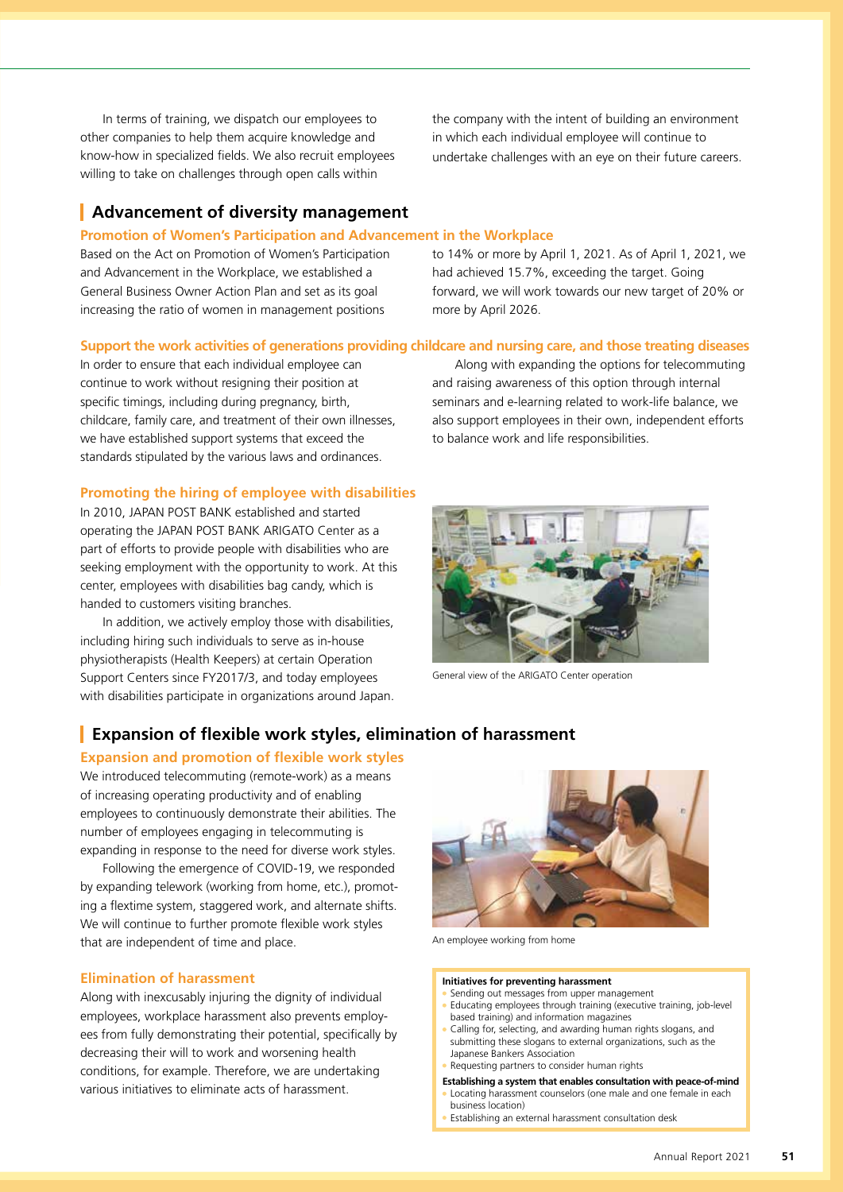In terms of training, we dispatch our employees to other companies to help them acquire knowledge and know-how in specialized fields. We also recruit employees willing to take on challenges through open calls within the company with the intent of building an environment in which each individual employee will continue to undertake challenges with an eye on their future careers.

## Advancement of diversity management

### Promotion of Women's Participation and Advancement in the Workplace

Based on the Act on Promotion of Women's Participation and Advancement in the Workplace, we established a General Business Owner Action Plan and set as its goal increasing the ratio of women in management positions to 14% or more by April 1, 2021. As of April 1, 2021, we had achieved 15.7%, exceeding the target. Going forward, we will work towards our new target of 20% or more by April 2026.

### Support the work activities of generations providing childcare and nursing care, and those treating diseases

In order to ensure that each individual employee can continue to work without resigning their position at specific timings, including during pregnancy, birth, childcare, family care, and treatment of their own illnesses, we have established support systems that exceed the standards stipulated by the various laws and ordinances.

Along with expanding the options for telecommuting and raising awareness of this option through internal seminars and e-learning related to work-life balance, we also support employees in their own, independent efforts to balance work and life responsibilities.

### Promoting the hiring of employee with disabilities

In 2010, JAPAN POST BANK established and started operating the JAPAN POST BANK ARIGATO Center as a part of efforts to provide people with disabilities who are seeking employment with the opportunity to work. At this center, employees with disabilities bag candy, which is handed to customers visiting branches.

In addition, we actively employ those with disabilities, including hiring such individuals to serve as in-house physiotherapists (Health Keepers) at certain Operation Support Centers since FY2017/3, and today employees with disabilities participate in organizations around Japan.

General view of the ARIGATO Center operation

## Expansion of flexible work styles, elimination of harassment

### Expansion and promotion of flexible work styles

We introduced telecommuting (remote-work) as a means of increasing operating productivity and of enabling employees to continuously demonstrate their abilities. The number of employees engaging in telecommuting is expanding in response to the need for diverse work styles.

Following the emergence of COVID-19, we responded by expanding telework (working from home, etc.), promoting a flextime system, staggered work, and alternate shifts. We will continue to further promote flexible work styles that are independent of time and place.

An employee working from home

### Elimination of harassment

Along with inexcusably injuring the dignity of individual employees, workplace harassment also prevents employees from fully demonstrating their potential, specifically by decreasing their will to work and worsening health conditions, for example. Therefore, we are undertaking various initiatives to eliminate acts of harassment.

**Initiatives for preventing harassment**

- Sending out messages from upper management
- Educating employees through training (executive training, job-level based training) and information magazines
- Calling for, selecting, and awarding human rights slogans, and submitting these slogans to external organizations, such as the Japanese Bankers Association
- Requesting partners to consider human rights

**Establishing a system that enables consultation with peace-of-mind**

- Locating harassment counselors (one male and one female in each business location)
- Establishing an external harassment consultation desk